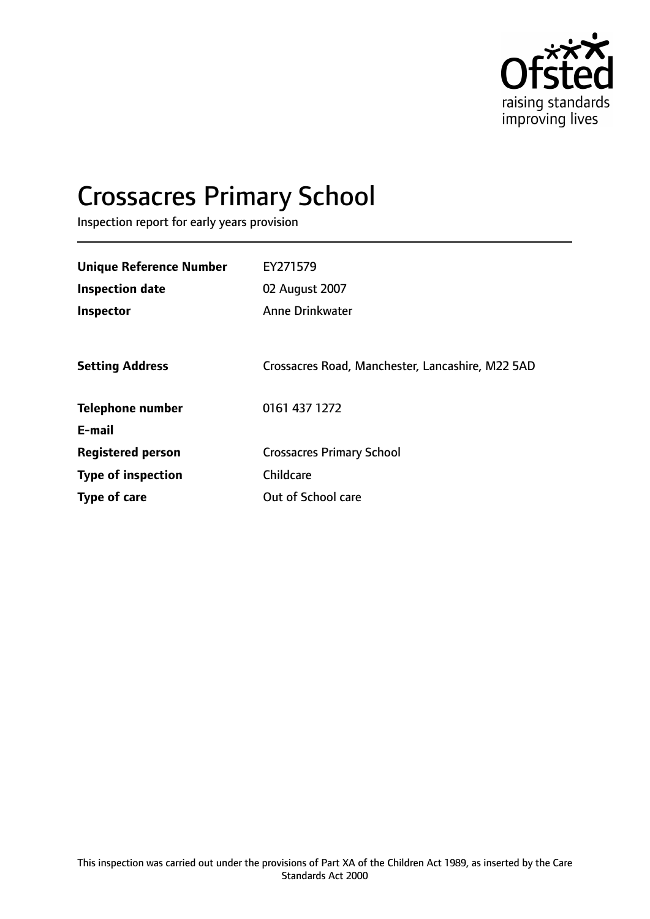Ofsted
raising standards
improving lives

# Crossacres Primary School

Inspection report for early years provision

| | |
|---|---|
| **Unique Reference Number** | EY271579 |
| **Inspection date** | 02 August 2007 |
| **Inspector** | Anne Drinkwater |
| | |
| **Setting Address** | Crossacres Road, Manchester, Lancashire, M22 5AD |
| | |
| **Telephone number** | 0161 437 1272 |
| **E-mail** | |
| **Registered person** | Crossacres Primary School |
| **Type of inspection** | Childcare |
| **Type of care** | Out of School care |

This inspection was carried out under the provisions of Part XA of the Children Act 1989, as inserted by the Care Standards Act 2000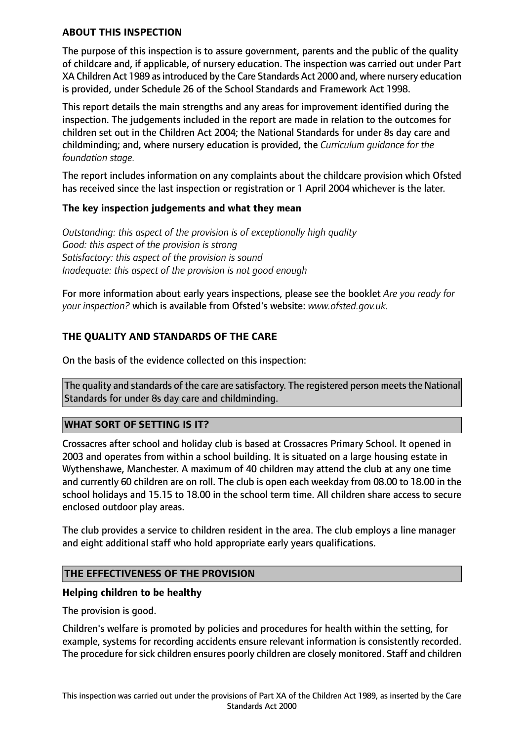## ABOUT THIS INSPECTION

The purpose of this inspection is to assure government, parents and the public of the quality of childcare and, if applicable, of nursery education. The inspection was carried out under Part XA Children Act 1989 as introduced by the Care Standards Act 2000 and, where nursery education is provided, under Schedule 26 of the School Standards and Framework Act 1998.

This report details the main strengths and any areas for improvement identified during the inspection. The judgements included in the report are made in relation to the outcomes for children set out in the Children Act 2004; the National Standards for under 8s day care and childminding; and, where nursery education is provided, the *Curriculum guidance for the foundation stage.*

The report includes information on any complaints about the childcare provision which Ofsted has received since the last inspection or registration or 1 April 2004 whichever is the later.

### The key inspection judgements and what they mean

*Outstanding: this aspect of the provision is of exceptionally high quality*
*Good: this aspect of the provision is strong*
*Satisfactory: this aspect of the provision is sound*
*Inadequate: this aspect of the provision is not good enough*

For more information about early years inspections, please see the booklet *Are you ready for your inspection?* which is available from Ofsted's website: *www.ofsted.gov.uk.*

## THE QUALITY AND STANDARDS OF THE CARE

On the basis of the evidence collected on this inspection:

The quality and standards of the care are satisfactory. The registered person meets the National Standards for under 8s day care and childminding.

## WHAT SORT OF SETTING IS IT?

Crossacres after school and holiday club is based at Crossacres Primary School. It opened in 2003 and operates from within a school building. It is situated on a large housing estate in Wythenshawe, Manchester. A maximum of 40 children may attend the club at any one time and currently 60 children are on roll. The club is open each weekday from 08.00 to 18.00 in the school holidays and 15.15 to 18.00 in the school term time. All children share access to secure enclosed outdoor play areas.

The club provides a service to children resident in the area. The club employs a line manager and eight additional staff who hold appropriate early years qualifications.

## THE EFFECTIVENESS OF THE PROVISION

### Helping children to be healthy

The provision is good.

Children's welfare is promoted by policies and procedures for health within the setting, for example, systems for recording accidents ensure relevant information is consistently recorded. The procedure for sick children ensures poorly children are closely monitored. Staff and children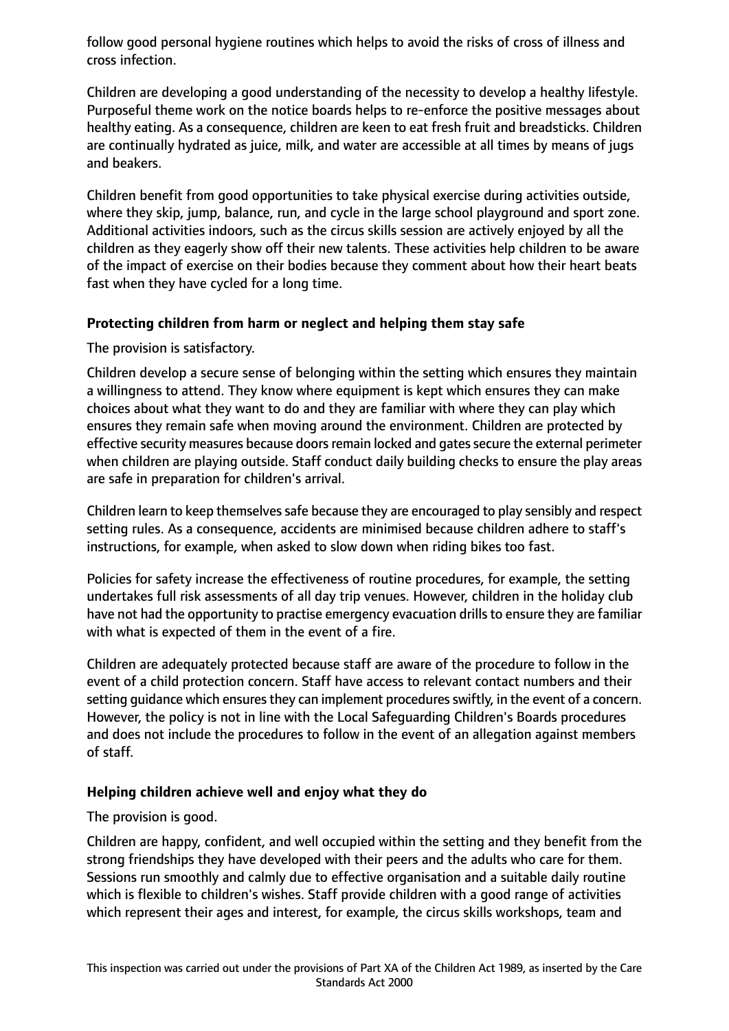follow good personal hygiene routines which helps to avoid the risks of cross of illness and cross infection.

Children are developing a good understanding of the necessity to develop a healthy lifestyle. Purposeful theme work on the notice boards helps to re-enforce the positive messages about healthy eating. As a consequence, children are keen to eat fresh fruit and breadsticks. Children are continually hydrated as juice, milk, and water are accessible at all times by means of jugs and beakers.

Children benefit from good opportunities to take physical exercise during activities outside, where they skip, jump, balance, run, and cycle in the large school playground and sport zone. Additional activities indoors, such as the circus skills session are actively enjoyed by all the children as they eagerly show off their new talents. These activities help children to be aware of the impact of exercise on their bodies because they comment about how their heart beats fast when they have cycled for a long time.

**Protecting children from harm or neglect and helping them stay safe**

The provision is satisfactory.

Children develop a secure sense of belonging within the setting which ensures they maintain a willingness to attend. They know where equipment is kept which ensures they can make choices about what they want to do and they are familiar with where they can play which ensures they remain safe when moving around the environment. Children are protected by effective security measures because doors remain locked and gates secure the external perimeter when children are playing outside. Staff conduct daily building checks to ensure the play areas are safe in preparation for children's arrival.

Children learn to keep themselves safe because they are encouraged to play sensibly and respect setting rules. As a consequence, accidents are minimised because children adhere to staff's instructions, for example, when asked to slow down when riding bikes too fast.

Policies for safety increase the effectiveness of routine procedures, for example, the setting undertakes full risk assessments of all day trip venues. However, children in the holiday club have not had the opportunity to practise emergency evacuation drills to ensure they are familiar with what is expected of them in the event of a fire.

Children are adequately protected because staff are aware of the procedure to follow in the event of a child protection concern. Staff have access to relevant contact numbers and their setting guidance which ensures they can implement procedures swiftly, in the event of a concern. However, the policy is not in line with the Local Safeguarding Children's Boards procedures and does not include the procedures to follow in the event of an allegation against members of staff.

**Helping children achieve well and enjoy what they do**

The provision is good.

Children are happy, confident, and well occupied within the setting and they benefit from the strong friendships they have developed with their peers and the adults who care for them. Sessions run smoothly and calmly due to effective organisation and a suitable daily routine which is flexible to children's wishes. Staff provide children with a good range of activities which represent their ages and interest, for example, the circus skills workshops, team and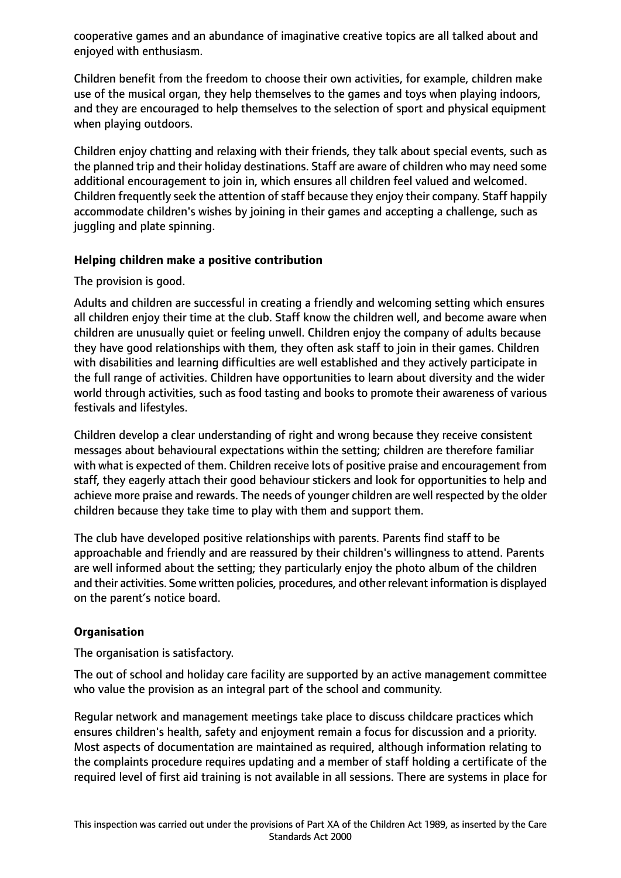cooperative games and an abundance of imaginative creative topics are all talked about and enjoyed with enthusiasm.

Children benefit from the freedom to choose their own activities, for example, children make use of the musical organ, they help themselves to the games and toys when playing indoors, and they are encouraged to help themselves to the selection of sport and physical equipment when playing outdoors.

Children enjoy chatting and relaxing with their friends, they talk about special events, such as the planned trip and their holiday destinations. Staff are aware of children who may need some additional encouragement to join in, which ensures all children feel valued and welcomed. Children frequently seek the attention of staff because they enjoy their company. Staff happily accommodate children's wishes by joining in their games and accepting a challenge, such as juggling and plate spinning.

**Helping children make a positive contribution**

The provision is good.

Adults and children are successful in creating a friendly and welcoming setting which ensures all children enjoy their time at the club. Staff know the children well, and become aware when children are unusually quiet or feeling unwell. Children enjoy the company of adults because they have good relationships with them, they often ask staff to join in their games. Children with disabilities and learning difficulties are well established and they actively participate in the full range of activities. Children have opportunities to learn about diversity and the wider world through activities, such as food tasting and books to promote their awareness of various festivals and lifestyles.

Children develop a clear understanding of right and wrong because they receive consistent messages about behavioural expectations within the setting; children are therefore familiar with what is expected of them. Children receive lots of positive praise and encouragement from staff, they eagerly attach their good behaviour stickers and look for opportunities to help and achieve more praise and rewards. The needs of younger children are well respected by the older children because they take time to play with them and support them.

The club have developed positive relationships with parents. Parents find staff to be approachable and friendly and are reassured by their children's willingness to attend. Parents are well informed about the setting; they particularly enjoy the photo album of the children and their activities. Some written policies, procedures, and other relevant information is displayed on the parent's notice board.

**Organisation**

The organisation is satisfactory.

The out of school and holiday care facility are supported by an active management committee who value the provision as an integral part of the school and community.

Regular network and management meetings take place to discuss childcare practices which ensures children's health, safety and enjoyment remain a focus for discussion and a priority. Most aspects of documentation are maintained as required, although information relating to the complaints procedure requires updating and a member of staff holding a certificate of the required level of first aid training is not available in all sessions. There are systems in place for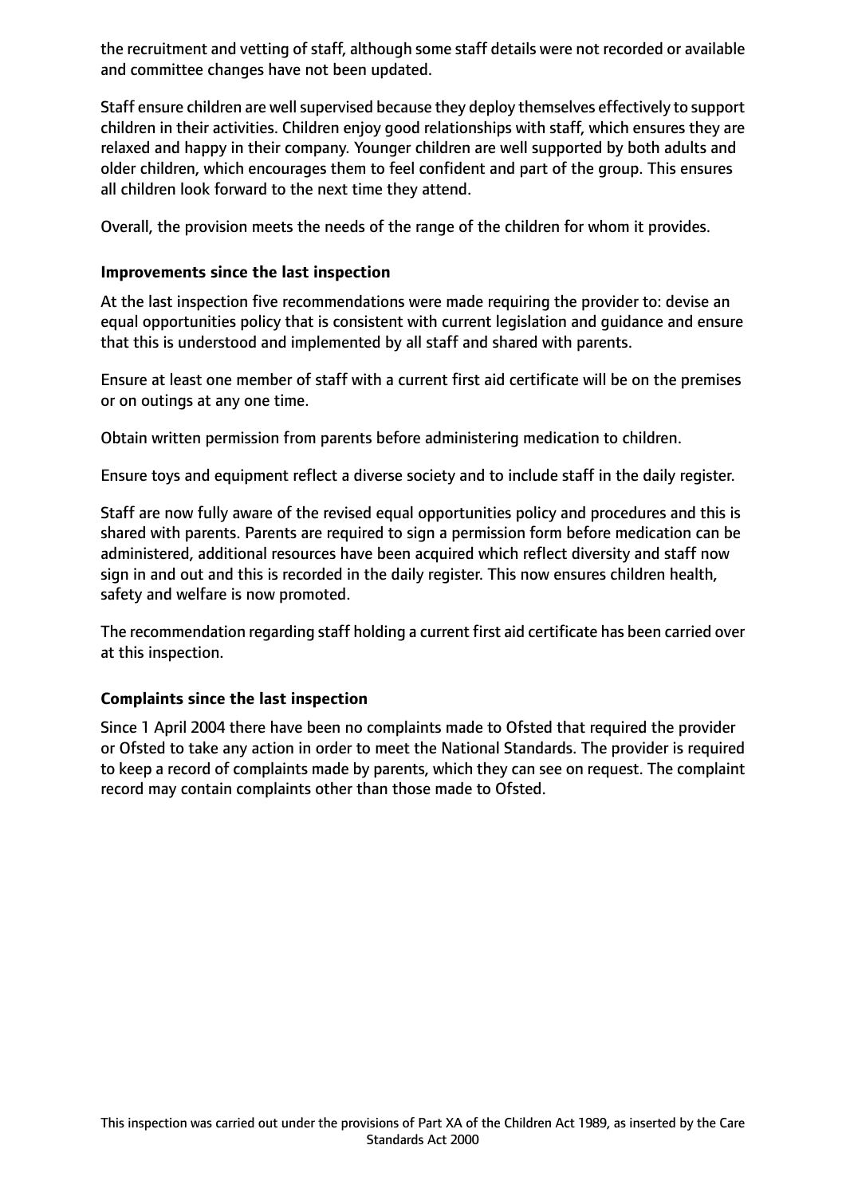the recruitment and vetting of staff, although some staff details were not recorded or available and committee changes have not been updated.

Staff ensure children are well supervised because they deploy themselves effectively to support children in their activities. Children enjoy good relationships with staff, which ensures they are relaxed and happy in their company. Younger children are well supported by both adults and older children, which encourages them to feel confident and part of the group. This ensures all children look forward to the next time they attend.

Overall, the provision meets the needs of the range of the children for whom it provides.

### Improvements since the last inspection

At the last inspection five recommendations were made requiring the provider to: devise an equal opportunities policy that is consistent with current legislation and guidance and ensure that this is understood and implemented by all staff and shared with parents.

Ensure at least one member of staff with a current first aid certificate will be on the premises or on outings at any one time.

Obtain written permission from parents before administering medication to children.

Ensure toys and equipment reflect a diverse society and to include staff in the daily register.

Staff are now fully aware of the revised equal opportunities policy and procedures and this is shared with parents. Parents are required to sign a permission form before medication can be administered, additional resources have been acquired which reflect diversity and staff now sign in and out and this is recorded in the daily register. This now ensures children health, safety and welfare is now promoted.

The recommendation regarding staff holding a current first aid certificate has been carried over at this inspection.

### Complaints since the last inspection

Since 1 April 2004 there have been no complaints made to Ofsted that required the provider or Ofsted to take any action in order to meet the National Standards. The provider is required to keep a record of complaints made by parents, which they can see on request. The complaint record may contain complaints other than those made to Ofsted.

This inspection was carried out under the provisions of Part XA of the Children Act 1989, as inserted by the Care Standards Act 2000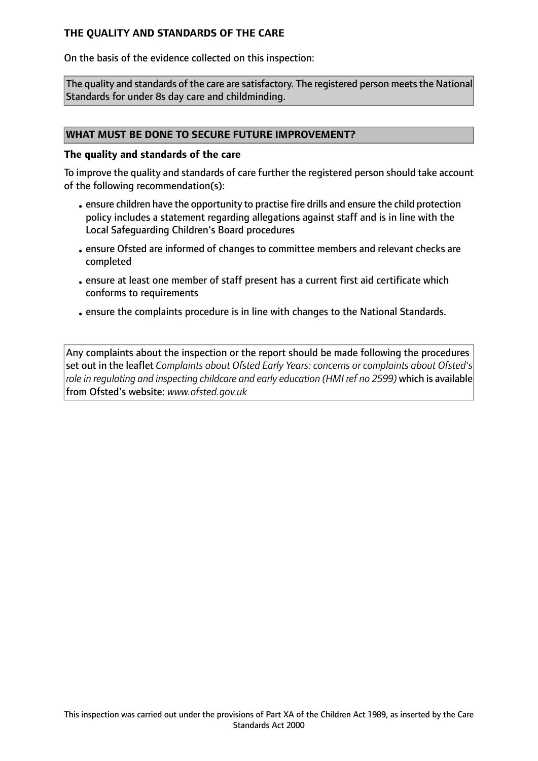## THE QUALITY AND STANDARDS OF THE CARE

On the basis of the evidence collected on this inspection:

The quality and standards of the care are satisfactory. The registered person meets the National Standards for under 8s day care and childminding.

## WHAT MUST BE DONE TO SECURE FUTURE IMPROVEMENT?

### The quality and standards of the care

To improve the quality and standards of care further the registered person should take account of the following recommendation(s):

- ensure children have the opportunity to practise fire drills and ensure the child protection policy includes a statement regarding allegations against staff and is in line with the Local Safeguarding Children's Board procedures
- ensure Ofsted are informed of changes to committee members and relevant checks are completed
- ensure at least one member of staff present has a current first aid certificate which conforms to requirements
- ensure the complaints procedure is in line with changes to the National Standards.

Any complaints about the inspection or the report should be made following the procedures set out in the leaflet *Complaints about Ofsted Early Years: concerns or complaints about Ofsted's role in regulating and inspecting childcare and early education (HMI ref no 2599)* which is available from Ofsted's website: *www.ofsted.gov.uk*

This inspection was carried out under the provisions of Part XA of the Children Act 1989, as inserted by the Care Standards Act 2000